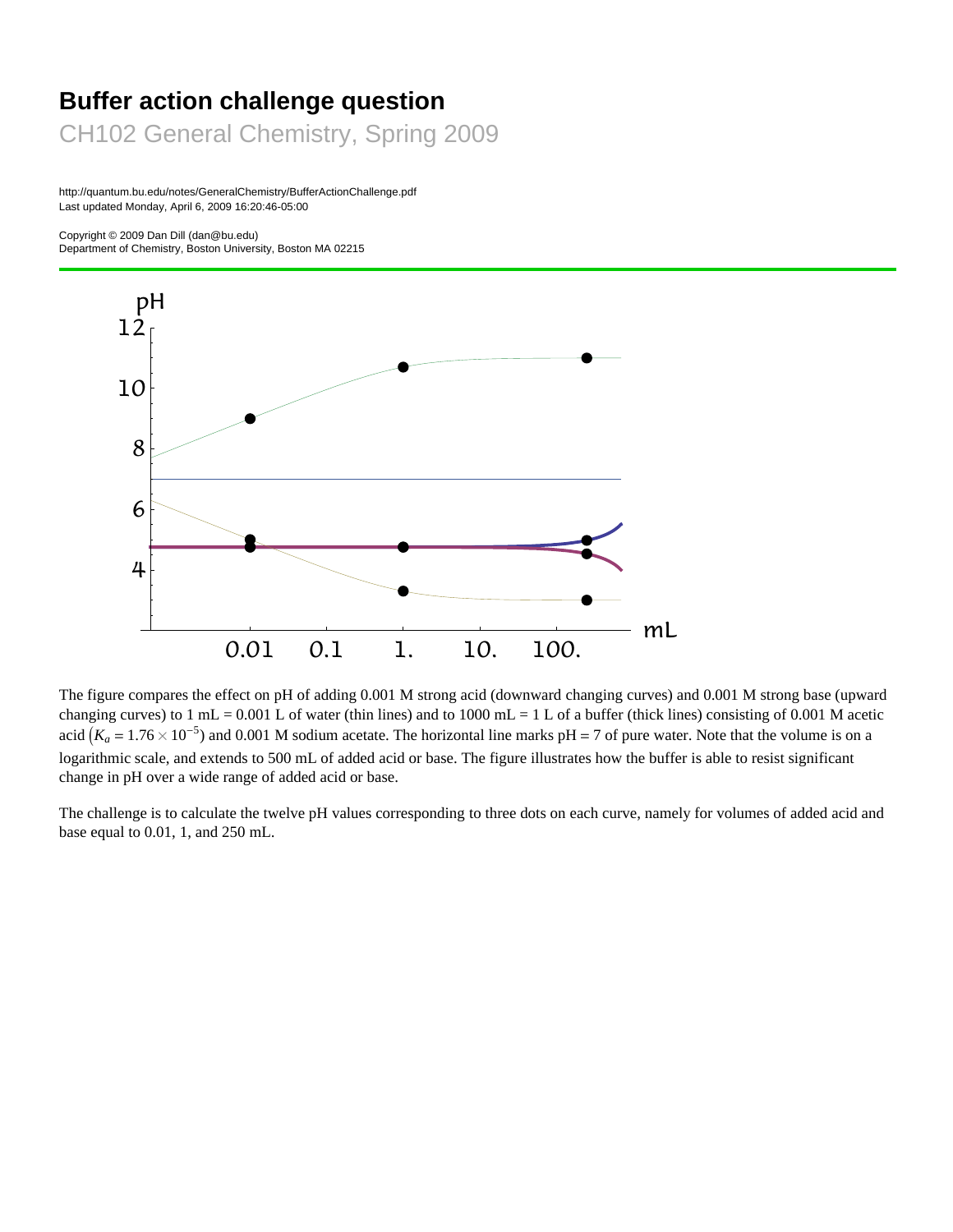# Buffer action challenge question

## CH102 General Chemistry, Spring 2009

http://quantum.bu.edu/notes/GeneralChemistry/BufferActionChallenge.pdf
Last updated Monday, April 6, 2009 16:20:46-05:00

Copyright © 2009 Dan Dill (dan@bu.edu)
Department of Chemistry, Boston University, Boston MA 02215

---

The figure compares the effect on pH of adding 0.001 M strong acid (downward changing curves) and 0.001 M strong base (upward changing curves) to 1 mL = 0.001 L of water (thin lines) and to 1000 mL = 1 L of a buffer (thick lines) consisting of 0.001 M acetic acid $\left(K_a = 1.76 \times 10^{-5}\right)$ and 0.001 M sodium acetate. The horizontal line marks pH = 7 of pure water. Note that the volume is on a logarithmic scale, and extends to 500 mL of added acid or base. The figure illustrates how the buffer is able to resist significant change in pH over a wide range of added acid or base.

The challenge is to calculate the twelve pH values corresponding to three dots on each curve, namely for volumes of added acid and base equal to 0.01, 1, and 250 mL.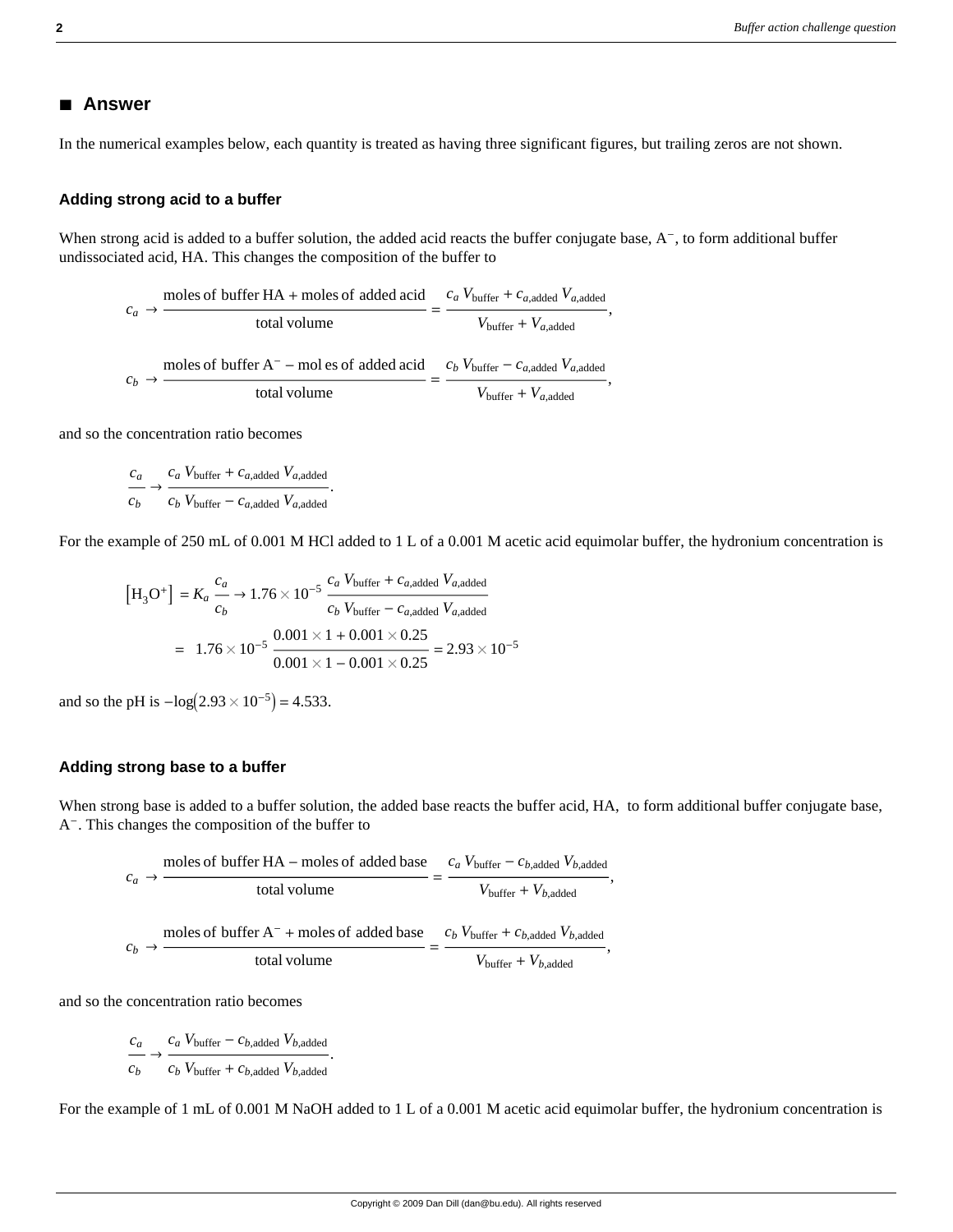## ■ Answer

In the numerical examples below, each quantity is treated as having three significant figures, but trailing zeros are not shown.

### Adding strong acid to a buffer

When strong acid is added to a buffer solution, the added acid reacts the buffer conjugate base, $A^-$, to form additional buffer undissociated acid, HA. This changes the composition of the buffer to

$$c_a \to \frac{\text{moles of buffer HA} + \text{moles of added acid}}{\text{total volume}} = \frac{c_a\, V_{\text{buffer}} + c_{a,\text{added}}\, V_{a,\text{added}}}{V_{\text{buffer}} + V_{a,\text{added}}},$$

$$c_b \to \frac{\text{moles of buffer A}^- - \text{mol es of added acid}}{\text{total volume}} = \frac{c_b\, V_{\text{buffer}} - c_{a,\text{added}}\, V_{a,\text{added}}}{V_{\text{buffer}} + V_{a,\text{added}}},$$

and so the concentration ratio becomes

$$\frac{c_a}{c_b} \to \frac{c_a\, V_{\text{buffer}} + c_{a,\text{added}}\, V_{a,\text{added}}}{c_b\, V_{\text{buffer}} - c_{a,\text{added}}\, V_{a,\text{added}}}.$$

For the example of 250 mL of 0.001 M HCl added to 1 L of a 0.001 M acetic acid equimolar buffer, the hydronium concentration is

$$\begin{aligned}
\left[\text{H}_3\text{O}^+\right] &= K_a\, \frac{c_a}{c_b} \to 1.76 \times 10^{-5}\, \frac{c_a\, V_{\text{buffer}} + c_{a,\text{added}}\, V_{a,\text{added}}}{c_b\, V_{\text{buffer}} - c_{a,\text{added}}\, V_{a,\text{added}}} \\
&= \ 1.76 \times 10^{-5}\, \frac{0.001 \times 1 + 0.001 \times 0.25}{0.001 \times 1 - 0.001 \times 0.25} = 2.93 \times 10^{-5}
\end{aligned}$$

and so the pH is $-\log\left(2.93 \times 10^{-5}\right) = 4.533$.

### Adding strong base to a buffer

When strong base is added to a buffer solution, the added base reacts the buffer acid, HA, to form additional buffer conjugate base, $A^-$. This changes the composition of the buffer to

$$c_a \to \frac{\text{moles of buffer HA} - \text{moles of added base}}{\text{total volume}} = \frac{c_a\, V_{\text{buffer}} - c_{b,\text{added}}\, V_{b,\text{added}}}{V_{\text{buffer}} + V_{b,\text{added}}},$$

$$c_b \to \frac{\text{moles of buffer A}^- + \text{moles of added base}}{\text{total volume}} = \frac{c_b\, V_{\text{buffer}} + c_{b,\text{added}}\, V_{b,\text{added}}}{V_{\text{buffer}} + V_{b,\text{added}}},$$

and so the concentration ratio becomes

$$\frac{c_a}{c_b} \to \frac{c_a\, V_{\text{buffer}} - c_{b,\text{added}}\, V_{b,\text{added}}}{c_b\, V_{\text{buffer}} + c_{b,\text{added}}\, V_{b,\text{added}}}.$$

For the example of 1 mL of 0.001 M NaOH added to 1 L of a 0.001 M acetic acid equimolar buffer, the hydronium concentration is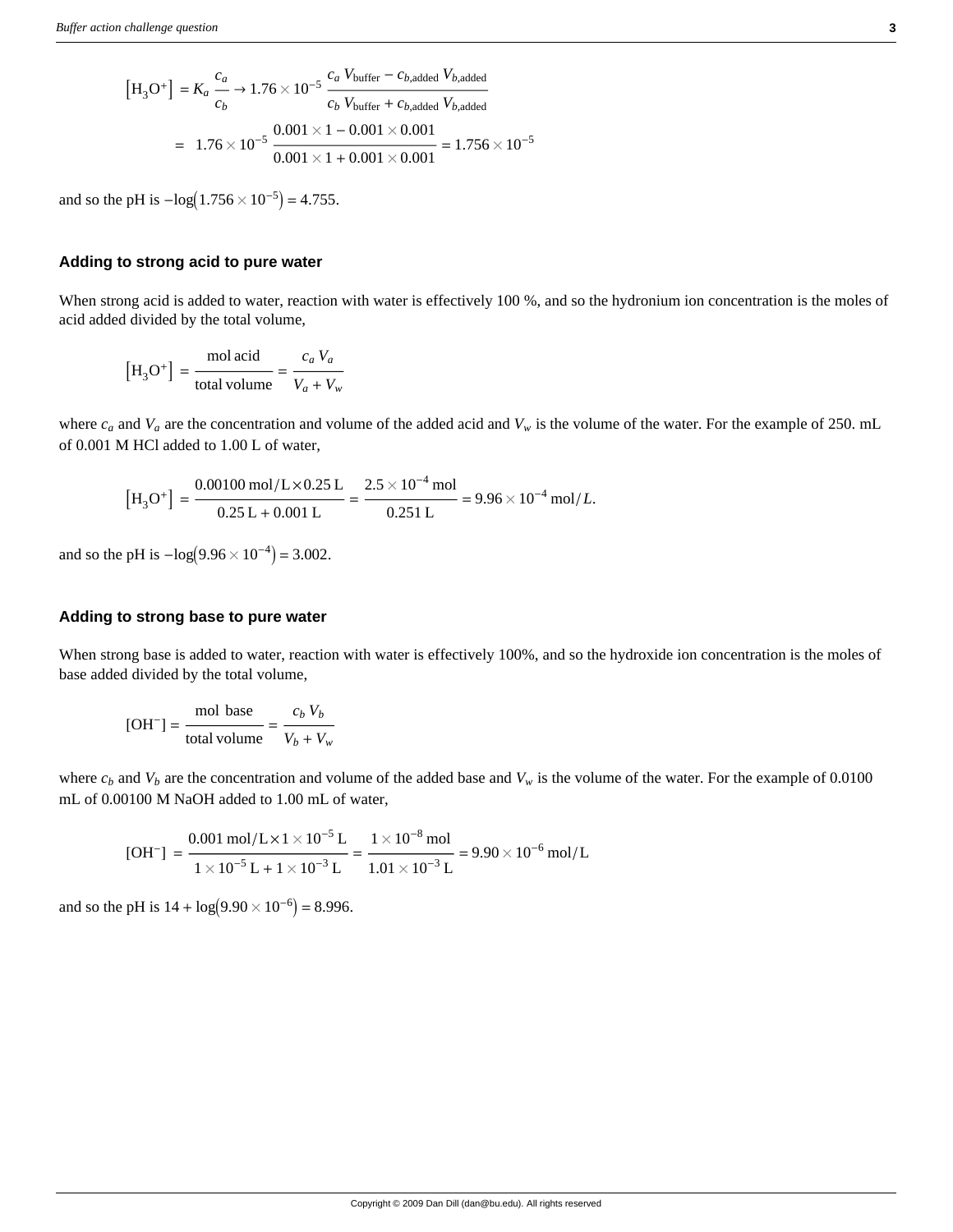$$[H_3O^+] = K_a \frac{c_a}{c_b} \rightarrow 1.76 \times 10^{-5} \frac{c_a V_{\text{buffer}} - c_{b,\text{added}} V_{b,\text{added}}}{c_b V_{\text{buffer}} + c_{b,\text{added}} V_{b,\text{added}}}$$

$$= 1.76 \times 10^{-5} \frac{0.001 \times 1 - 0.001 \times 0.001}{0.001 \times 1 + 0.001 \times 0.001} = 1.756 \times 10^{-5}$$

and so the pH is $-\log(1.756 \times 10^{-5}) = 4.755$.

### Adding to strong acid to pure water

When strong acid is added to water, reaction with water is effectively 100 %, and so the hydronium ion concentration is the moles of acid added divided by the total volume,

$$[H_3O^+] = \frac{\text{mol acid}}{\text{total volume}} = \frac{c_a V_a}{V_a + V_w}$$

where $c_a$ and $V_a$ are the concentration and volume of the added acid and $V_w$ is the volume of the water. For the example of 250. mL of 0.001 M HCl added to 1.00 L of water,

$$[H_3O^+] = \frac{0.00100 \text{ mol/L} \times 0.25 \text{ L}}{0.25 \text{ L} + 0.001 \text{ L}} = \frac{2.5 \times 10^{-4} \text{ mol}}{0.251 \text{ L}} = 9.96 \times 10^{-4} \text{ mol}/L.$$

and so the pH is $-\log(9.96 \times 10^{-4}) = 3.002$.

### Adding to strong base to pure water

When strong base is added to water, reaction with water is effectively 100%, and so the hydroxide ion concentration is the moles of base added divided by the total volume,

$$[OH^-] = \frac{\text{mol base}}{\text{total volume}} = \frac{c_b V_b}{V_b + V_w}$$

where $c_b$ and $V_b$ are the concentration and volume of the added base and $V_w$ is the volume of the water. For the example of 0.0100 mL of 0.00100 M NaOH added to 1.00 mL of water,

$$[OH^-] = \frac{0.001 \text{ mol/L} \times 1 \times 10^{-5} \text{ L}}{1 \times 10^{-5} \text{ L} + 1 \times 10^{-3} \text{ L}} = \frac{1 \times 10^{-8} \text{ mol}}{1.01 \times 10^{-3} \text{ L}} = 9.90 \times 10^{-6} \text{ mol/L}$$

and so the pH is $14 + \log(9.90 \times 10^{-6}) = 8.996$.